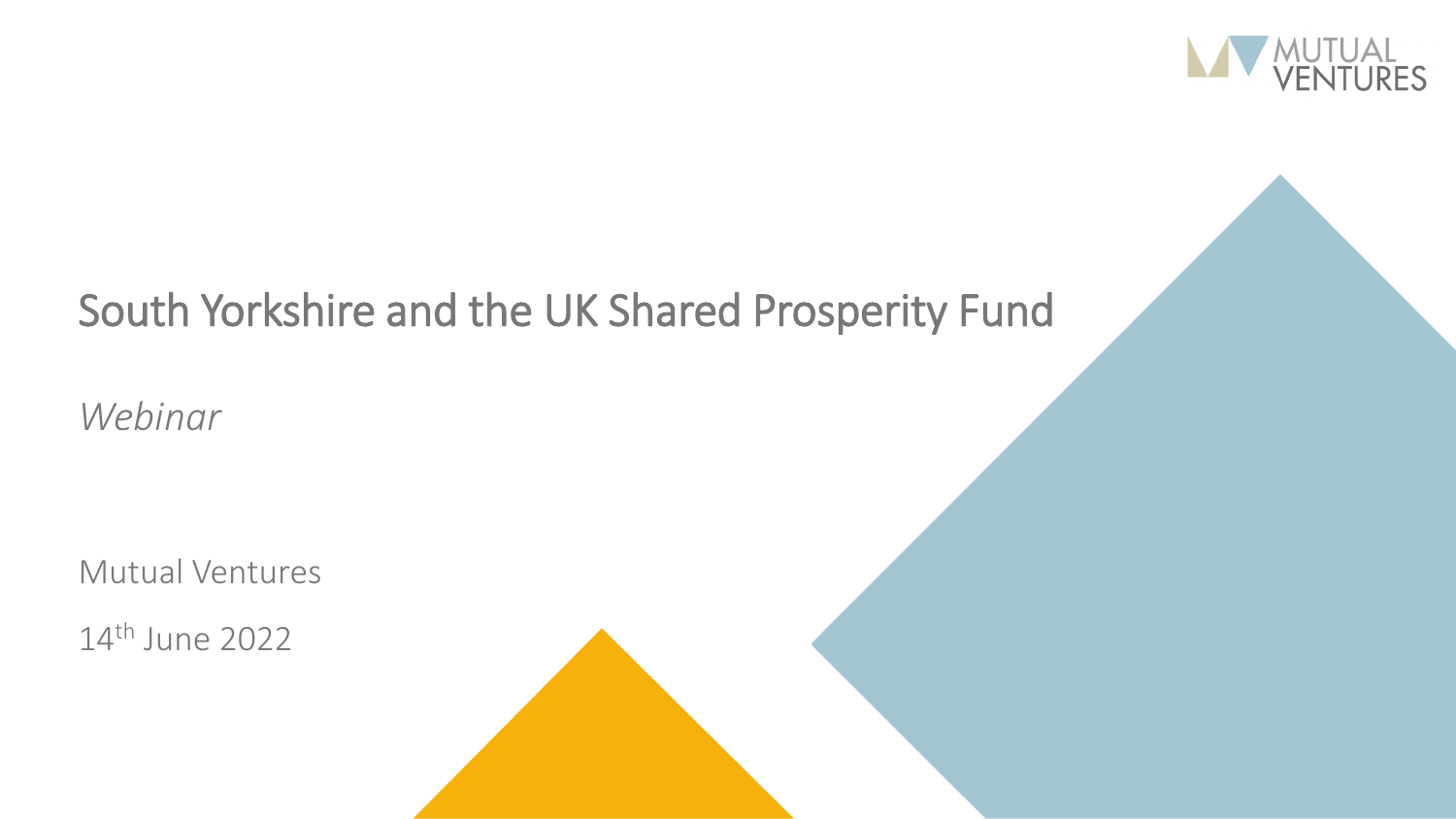MUTUAL VENTURES

# South Yorkshire and the UK Shared Prosperity Fund

*Webinar*

Mutual Ventures

14th June 2022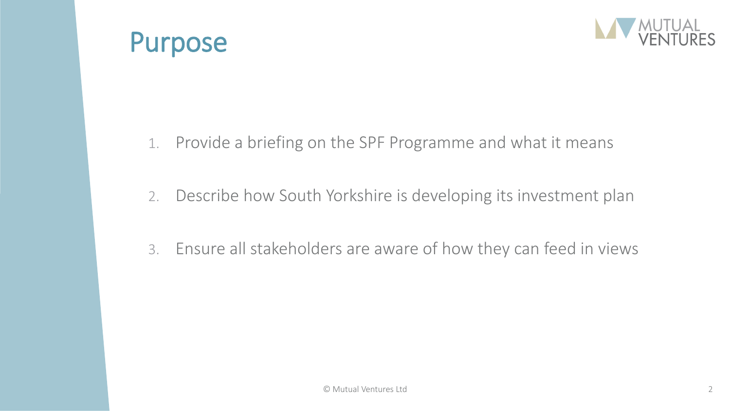# Purpose

1. Provide a briefing on the SPF Programme and what it means
2. Describe how South Yorkshire is developing its investment plan
3. Ensure all stakeholders are aware of how they can feed in views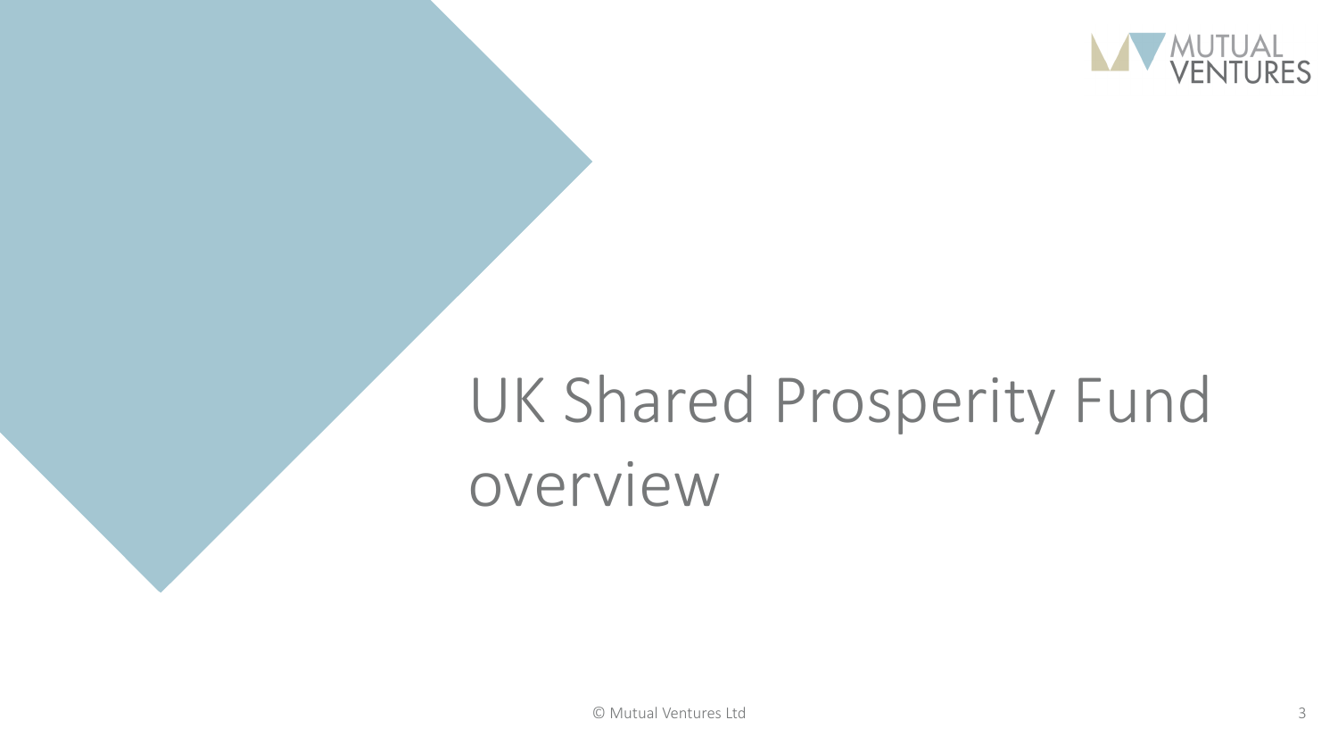# UK Shared Prosperity Fund overview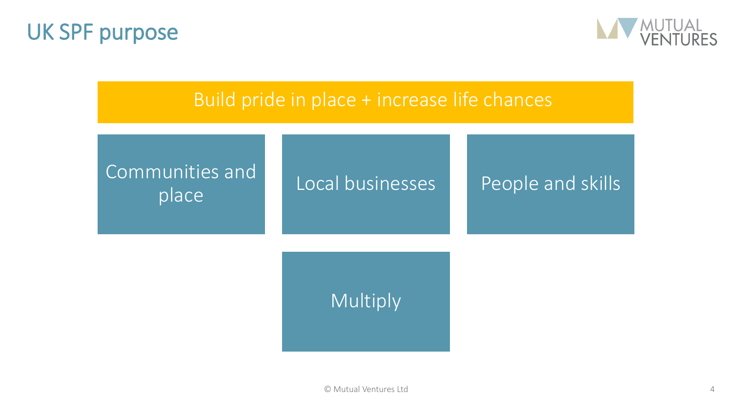# UK SPF purpose

**Build pride in place + increase life chances**

- Communities and place
- Local businesses
- People and skills
- Multiply

© Mutual Ventures Ltd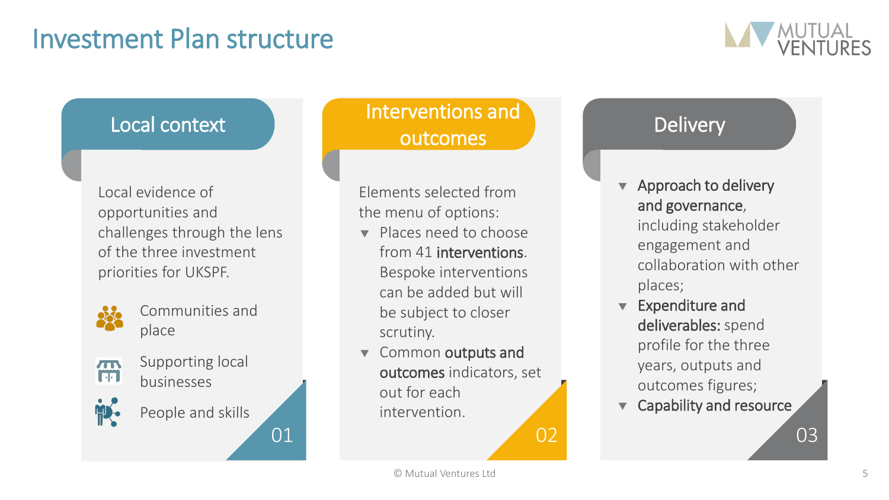# Investment Plan structure

## 01 Local context

Local evidence of opportunities and challenges through the lens of the three investment priorities for UKSPF.

- Communities and place
- Supporting local businesses
- People and skills

## 02 Interventions and outcomes

Elements selected from the menu of options:

- Places need to choose from 41 **interventions**. Bespoke interventions can be added but will be subject to closer scrutiny.
- Common **outputs and outcomes** indicators, set out for each intervention.

## 03 Delivery

- **Approach to delivery and governance**, including stakeholder engagement and collaboration with other places;
- **Expenditure and deliverables:** spend profile for the three years, outputs and outcomes figures;
- **Capability and resource**

© Mutual Ventures Ltd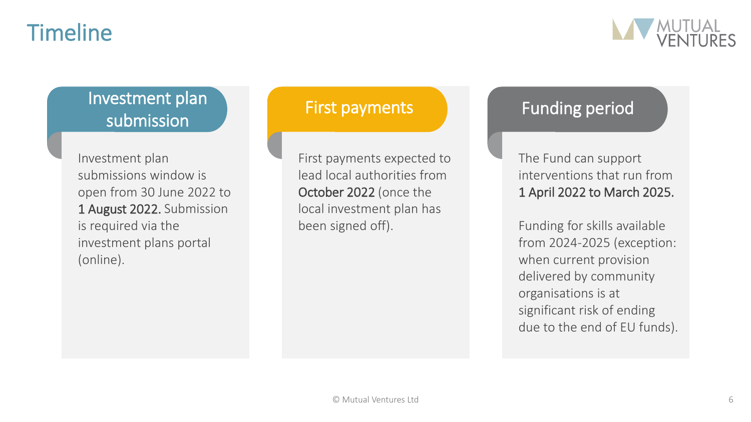# Timeline

## Investment plan submission

Investment plan submissions window is open from 30 June 2022 to **1 August 2022.** Submission is required via the investment plans portal (online).

## First payments

First payments expected to lead local authorities from **October 2022** (once the local investment plan has been signed off).

## Funding period

The Fund can support interventions that run from **1 April 2022 to March 2025.**

Funding for skills available from 2024-2025 (exception: when current provision delivered by community organisations is at significant risk of ending due to the end of EU funds).

© Mutual Ventures Ltd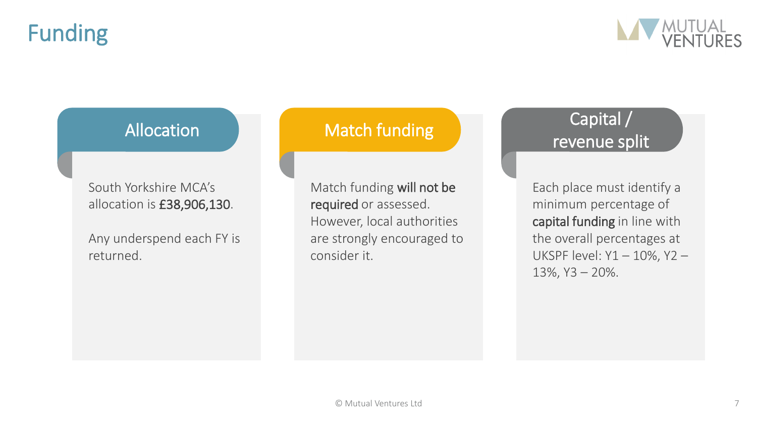# Funding

## Allocation

South Yorkshire MCA's allocation is **£38,906,130**.

Any underspend each FY is returned.

## Match funding

Match funding **will not be required** or assessed. However, local authorities are strongly encouraged to consider it.

## Capital / revenue split

Each place must identify a minimum percentage of **capital funding** in line with the overall percentages at UKSPF level: Y1 – 10%, Y2 – 13%, Y3 – 20%.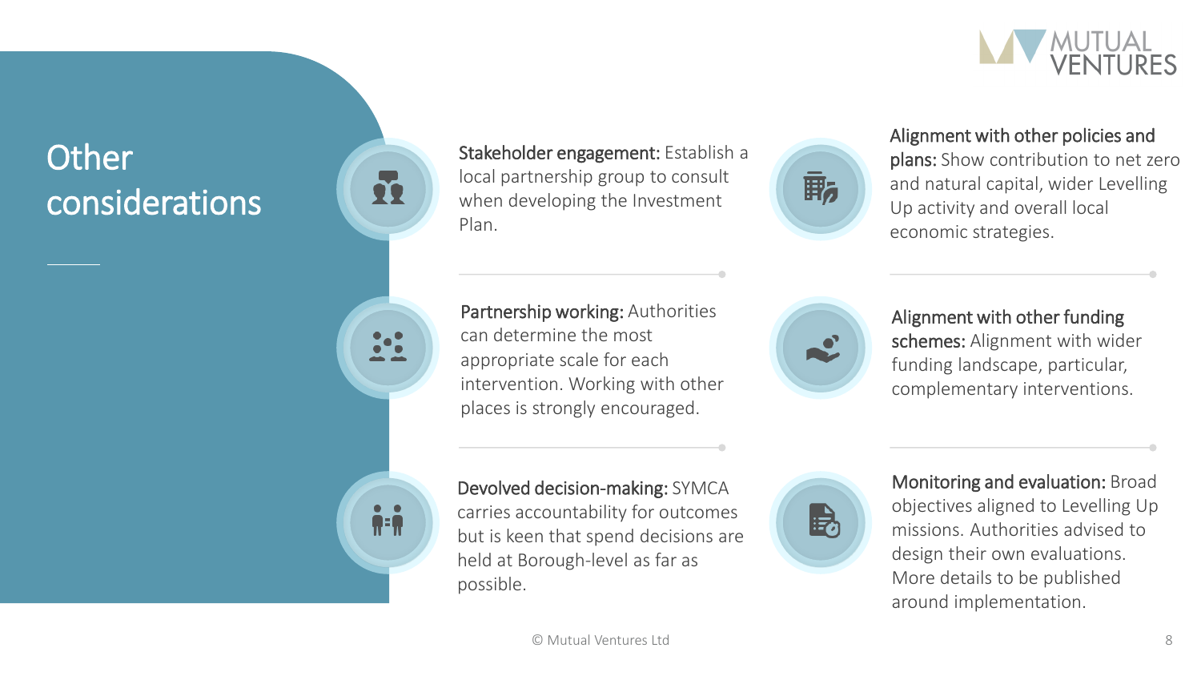# Other considerations

**Stakeholder engagement:** Establish a local partnership group to consult when developing the Investment Plan.

**Partnership working:** Authorities can determine the most appropriate scale for each intervention. Working with other places is strongly encouraged.

**Devolved decision-making:** SYMCA carries accountability for outcomes but is keen that spend decisions are held at Borough-level as far as possible.

**Alignment with other policies and plans:** Show contribution to net zero and natural capital, wider Levelling Up activity and overall local economic strategies.

**Alignment with other funding schemes:** Alignment with wider funding landscape, particular, complementary interventions.

**Monitoring and evaluation:** Broad objectives aligned to Levelling Up missions. Authorities advised to design their own evaluations. More details to be published around implementation.

© Mutual Ventures Ltd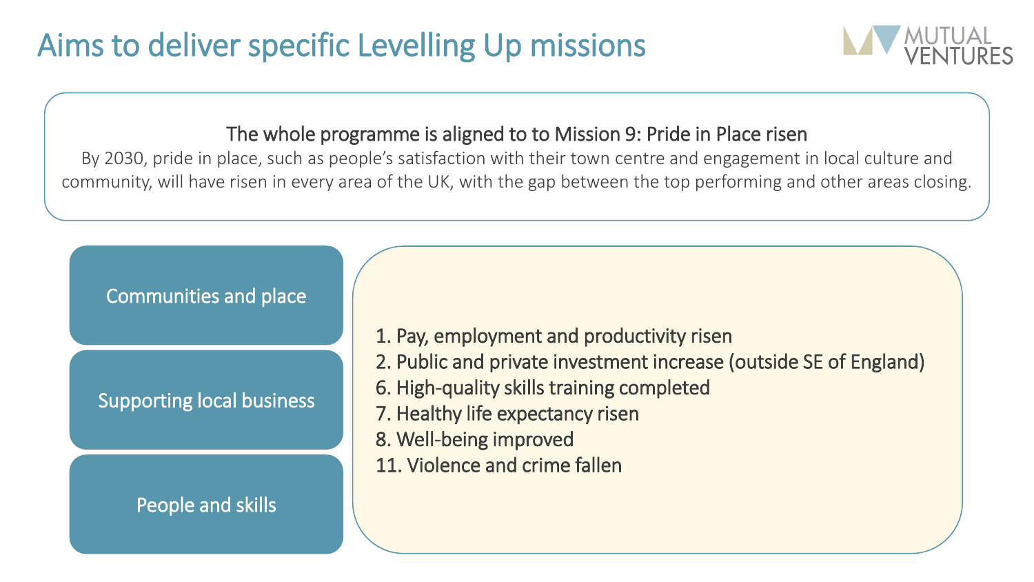# Aims to deliver specific Levelling Up missions

**The whole programme is aligned to to Mission 9: Pride in Place risen**

By 2030, pride in place, such as people's satisfaction with their town centre and engagement in local culture and community, will have risen in every area of the UK, with the gap between the top performing and other areas closing.

- Communities and place
- Supporting local business
- People and skills

1. Pay, employment and productivity risen
2. Public and private investment increase (outside SE of England)
6. High-quality skills training completed
7. Healthy life expectancy risen
8. Well-being improved
11. Violence and crime fallen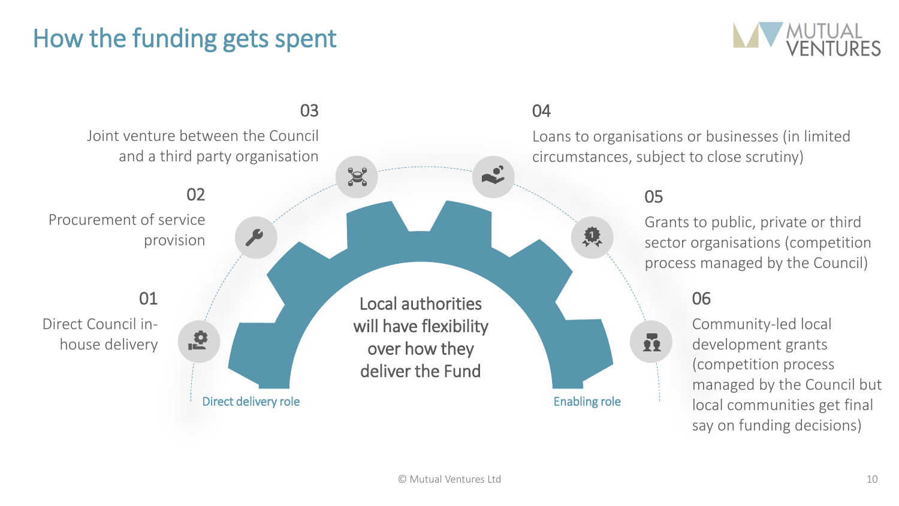# How the funding gets spent

Local authorities will have flexibility over how they deliver the Fund

**Direct delivery role**

**01**
Direct Council in-house delivery

**02**
Procurement of service provision

**03**
Joint venture between the Council and a third party organisation

**Enabling role**

**04**
Loans to organisations or businesses (in limited circumstances, subject to close scrutiny)

**05**
Grants to public, private or third sector organisations (competition process managed by the Council)

**06**
Community-led local development grants (competition process managed by the Council but local communities get final say on funding decisions)

© Mutual Ventures Ltd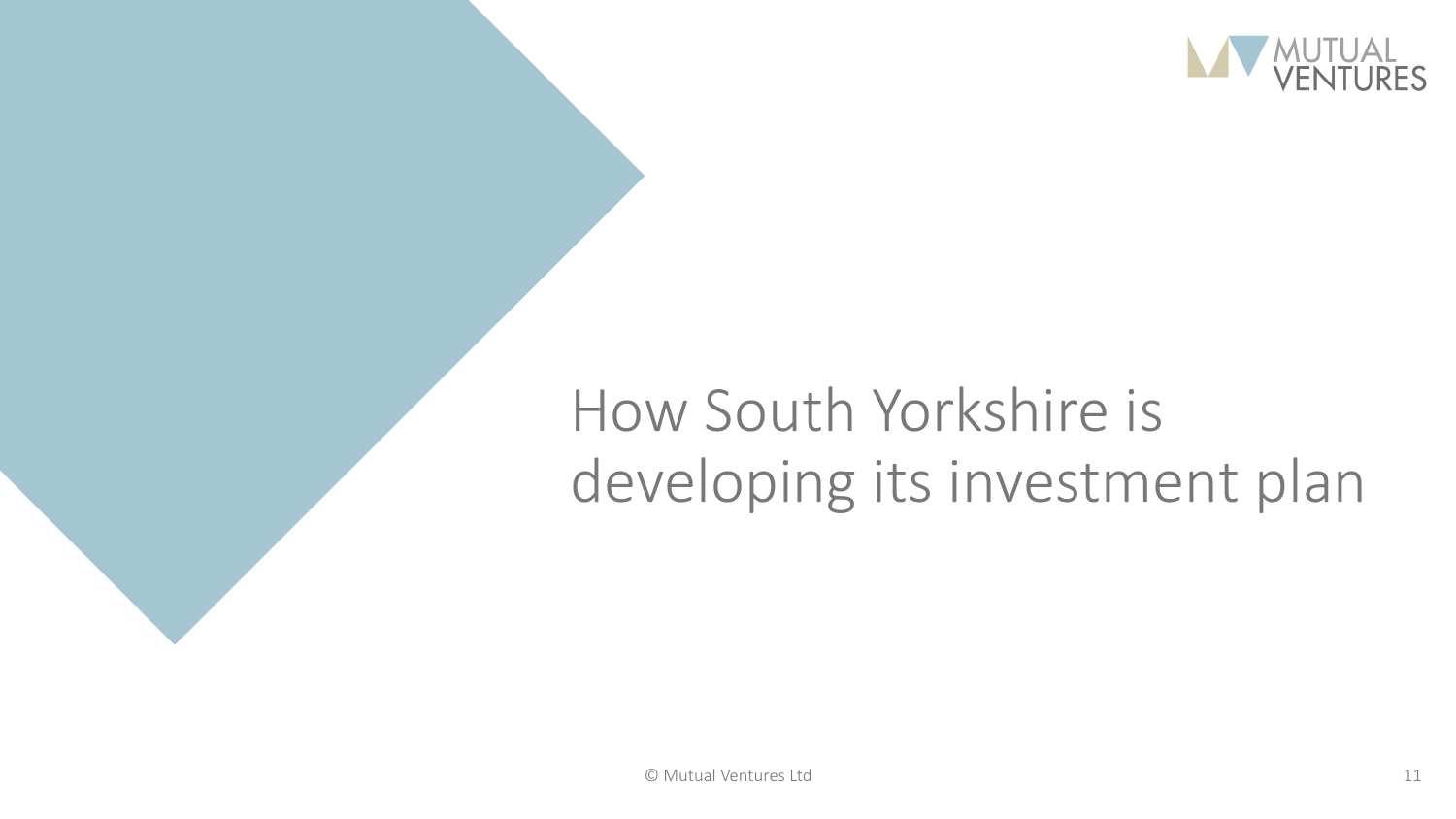# How South Yorkshire is developing its investment plan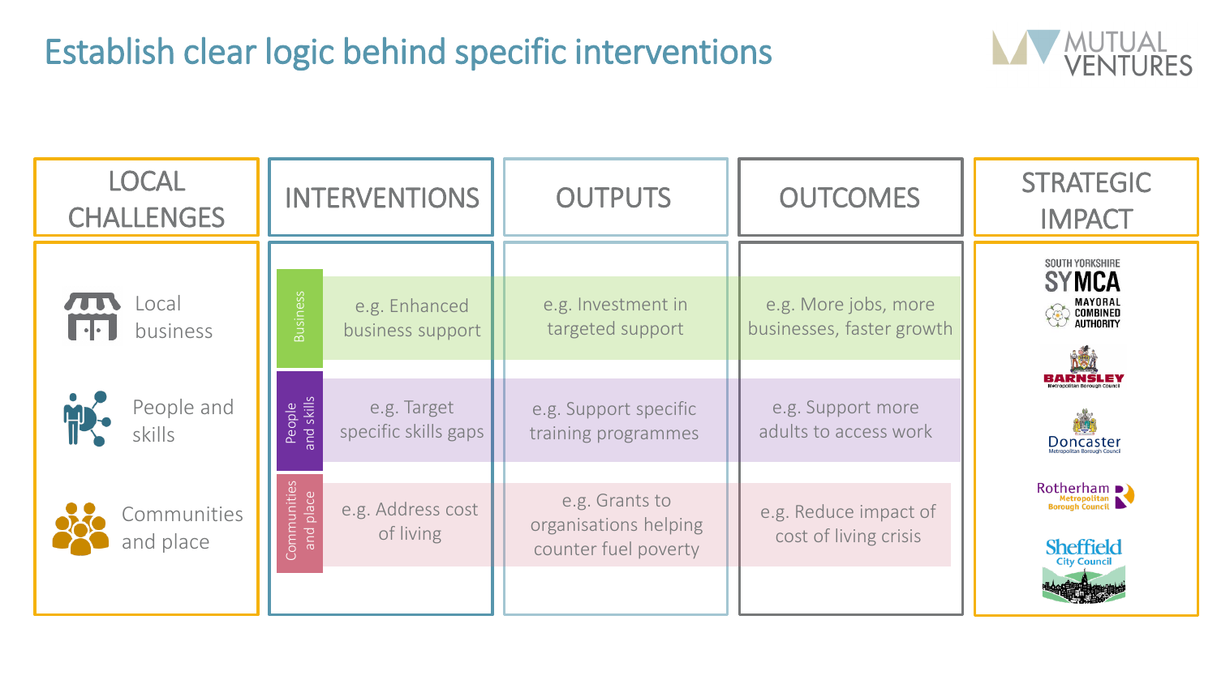# Establish clear logic behind specific interventions

| LOCAL CHALLENGES | | INTERVENTIONS | OUTPUTS | OUTCOMES | STRATEGIC IMPACT |
|---|---|---|---|---|---|
| Local business | Business | e.g. Enhanced business support | e.g. Investment in targeted support | e.g. More jobs, more businesses, faster growth | South Yorkshire SYMCA Mayoral Combined Authority |
| People and skills | People and skills | e.g. Target specific skills gaps | e.g. Support specific training programmes | e.g. Support more adults to access work | Barnsley Metropolitan Borough Council; Doncaster Metropolitan Borough Council |
| Communities and place | Communities and place | e.g. Address cost of living | e.g. Grants to organisations helping counter fuel poverty | e.g. Reduce impact of cost of living crisis | Rotherham Metropolitan Borough Council; Sheffield City Council |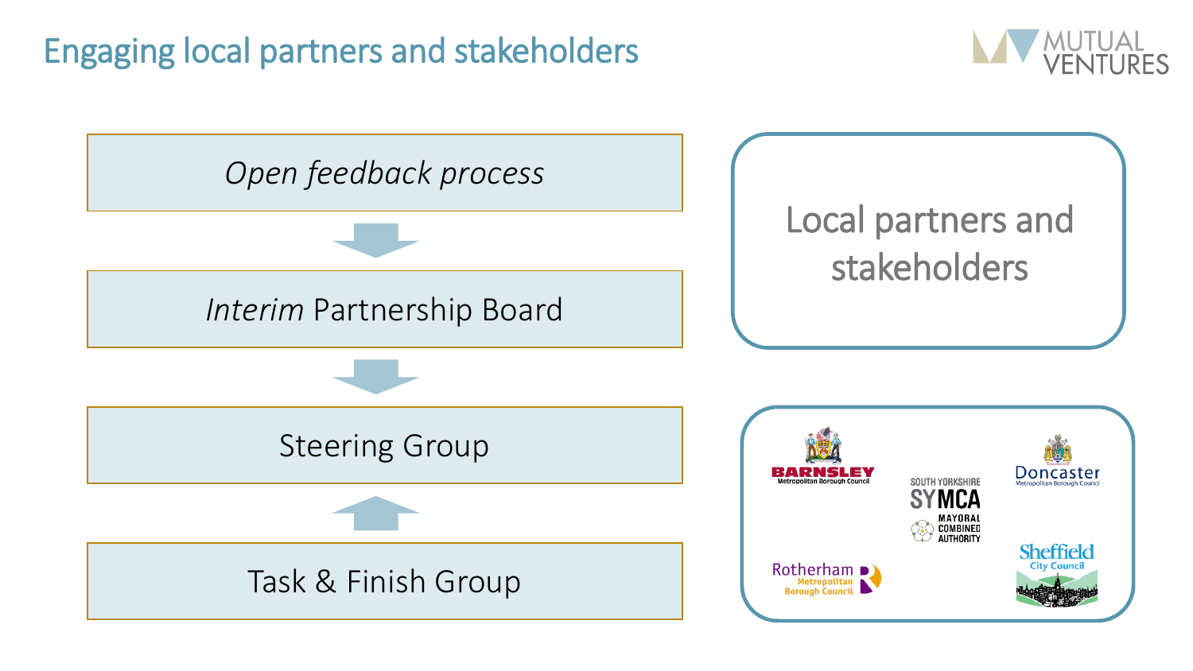# Engaging local partners and stakeholders

*Open feedback process*

↓

*Interim* Partnership Board

↓

Steering Group

↑

Task & Finish Group

Local partners and stakeholders

- Barnsley Metropolitan Borough Council
- South Yorkshire SYMCA Mayoral Combined Authority
- Doncaster Metropolitan Borough Council
- Rotherham Metropolitan Borough Council
- Sheffield City Council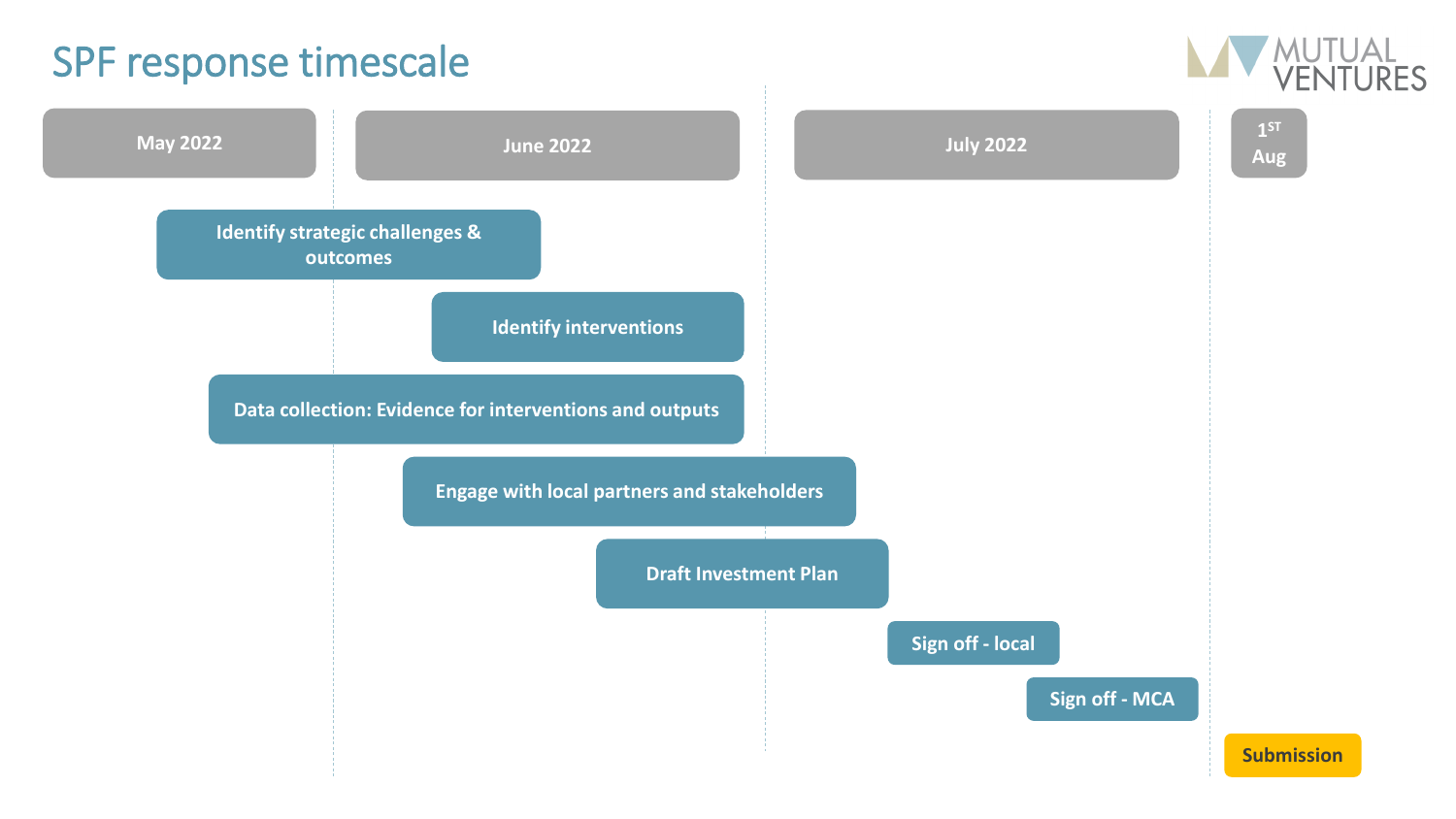# SPF response timescale

| Activity | May 2022 | June 2022 | July 2022 | 1st Aug |
| --- | --- | --- | --- | --- |
| Identify strategic challenges & outcomes | ✓ | ✓ | | |
| Identify interventions | | ✓ | | |
| Data collection: Evidence for interventions and outputs | ✓ | ✓ | | |
| Engage with local partners and stakeholders | | ✓ | ✓ | |
| Draft Investment Plan | | ✓ | ✓ | |
| Sign off - local | | | ✓ | |
| Sign off - MCA | | | ✓ | |
| Submission | | | | ✓ |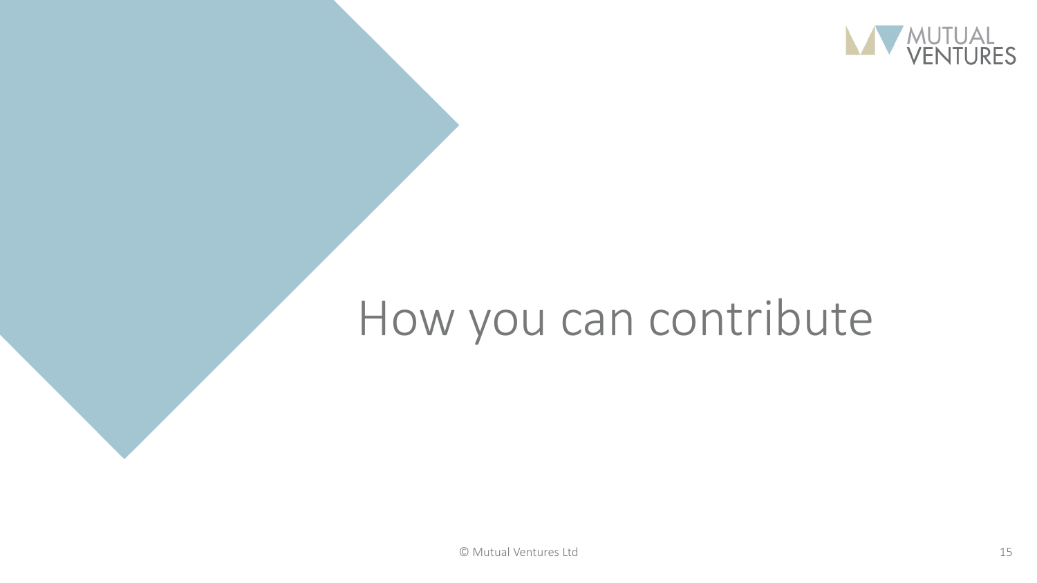# How you can contribute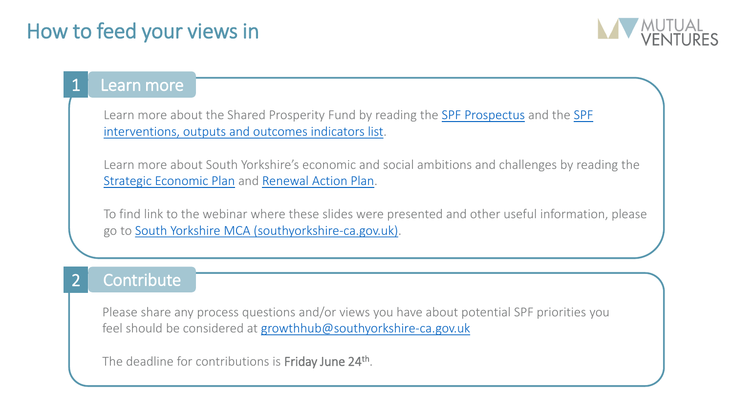# How to feed your views in

MUTUAL VENTURES

## 1 Learn more

Learn more about the Shared Prosperity Fund by reading the SPF Prospectus and the SPF interventions, outputs and outcomes indicators list.

Learn more about South Yorkshire's economic and social ambitions and challenges by reading the Strategic Economic Plan and Renewal Action Plan.

To find link to the webinar where these slides were presented and other useful information, please go to South Yorkshire MCA (southyorkshire-ca.gov.uk).

## 2 Contribute

Please share any process questions and/or views you have about potential SPF priorities you feel should be considered at growthhub@southyorkshire-ca.gov.uk

The deadline for contributions is **Friday June 24th**.